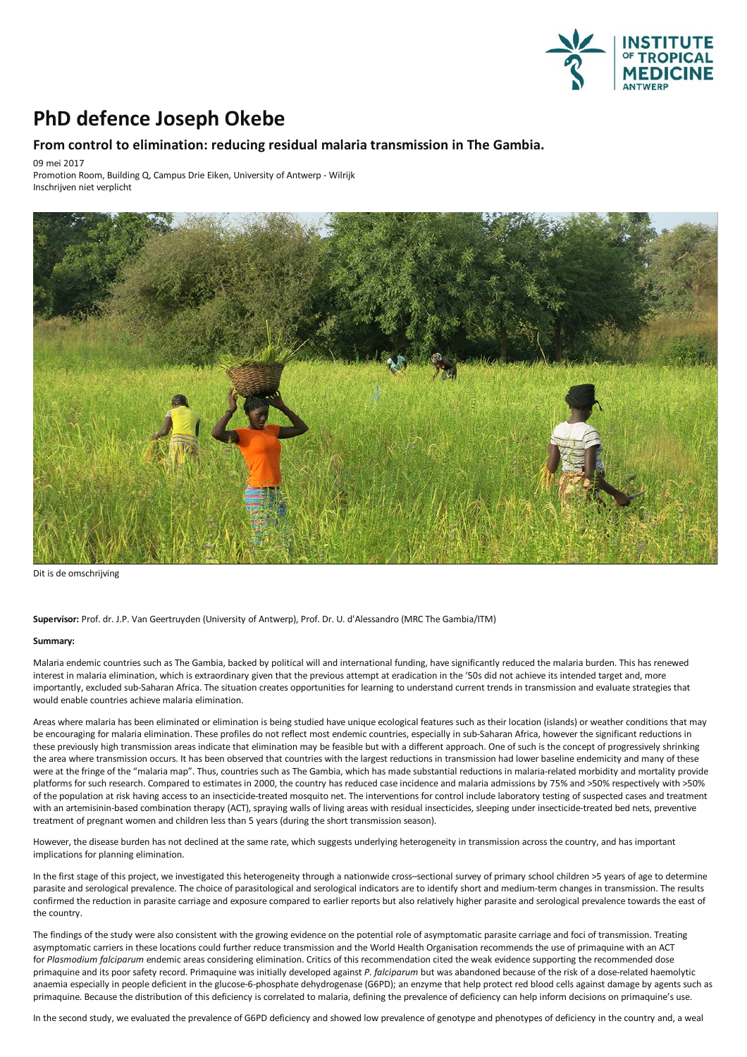# PhD defence Joseph Okebe

## From control to elimination: reducing residual malaria transmission in The Gambia.

09 mei 2017
Promotion Room, Building Q, Campus Drie Eiken, University of Antwerp - Wilrijk
Inschrijven niet verplicht

Dit is de omschrijving

**Supervisor:** Prof. dr. J.P. Van Geertruyden (University of Antwerp), Prof. Dr. U. d'Alessandro (MRC The Gambia/ITM)

**Summary:**

Malaria endemic countries such as The Gambia, backed by political will and international funding, have significantly reduced the malaria burden. This has renewed interest in malaria elimination, which is extraordinary given that the previous attempt at eradication in the '50s did not achieve its intended target and, more importantly, excluded sub-Saharan Africa. The situation creates opportunities for learning to understand current trends in transmission and evaluate strategies that would enable countries achieve malaria elimination.

Areas where malaria has been eliminated or elimination is being studied have unique ecological features such as their location (islands) or weather conditions that may be encouraging for malaria elimination. These profiles do not reflect most endemic countries, especially in sub-Saharan Africa, however the significant reductions in these previously high transmission areas indicate that elimination may be feasible but with a different approach. One of such is the concept of progressively shrinking the area where transmission occurs. It has been observed that countries with the largest reductions in transmission had lower baseline endemicity and many of these were at the fringe of the "malaria map". Thus, countries such as The Gambia, which has made substantial reductions in malaria-related morbidity and mortality provide platforms for such research. Compared to estimates in 2000, the country has reduced case incidence and malaria admissions by 75% and >50% respectively with >50% of the population at risk having access to an insecticide-treated mosquito net. The interventions for control include laboratory testing of suspected cases and treatment with an artemisinin-based combination therapy (ACT), spraying walls of living areas with residual insecticides, sleeping under insecticide-treated bed nets, preventive treatment of pregnant women and children less than 5 years (during the short transmission season).

However, the disease burden has not declined at the same rate, which suggests underlying heterogeneity in transmission across the country, and has important implications for planning elimination.

In the first stage of this project, we investigated this heterogeneity through a nationwide cross–sectional survey of primary school children >5 years of age to determine parasite and serological prevalence. The choice of parasitological and serological indicators are to identify short and medium-term changes in transmission. The results confirmed the reduction in parasite carriage and exposure compared to earlier reports but also relatively higher parasite and serological prevalence towards the east of the country.

The findings of the study were also consistent with the growing evidence on the potential role of asymptomatic parasite carriage and foci of transmission. Treating asymptomatic carriers in these locations could further reduce transmission and the World Health Organisation recommends the use of primaquine with an ACT for *Plasmodium falciparum* endemic areas considering elimination. Critics of this recommendation cited the weak evidence supporting the recommended dose primaquine and its poor safety record. Primaquine was initially developed against *P. falciparum* but was abandoned because of the risk of a dose-related haemolytic anaemia especially in people deficient in the glucose-6-phosphate dehydrogenase (G6PD); an enzyme that help protect red blood cells against damage by agents such as primaquine. Because the distribution of this deficiency is correlated to malaria, defining the prevalence of deficiency can help inform decisions on primaquine's use.

In the second study, we evaluated the prevalence of G6PD deficiency and showed low prevalence of genotype and phenotypes of deficiency in the country and, a weal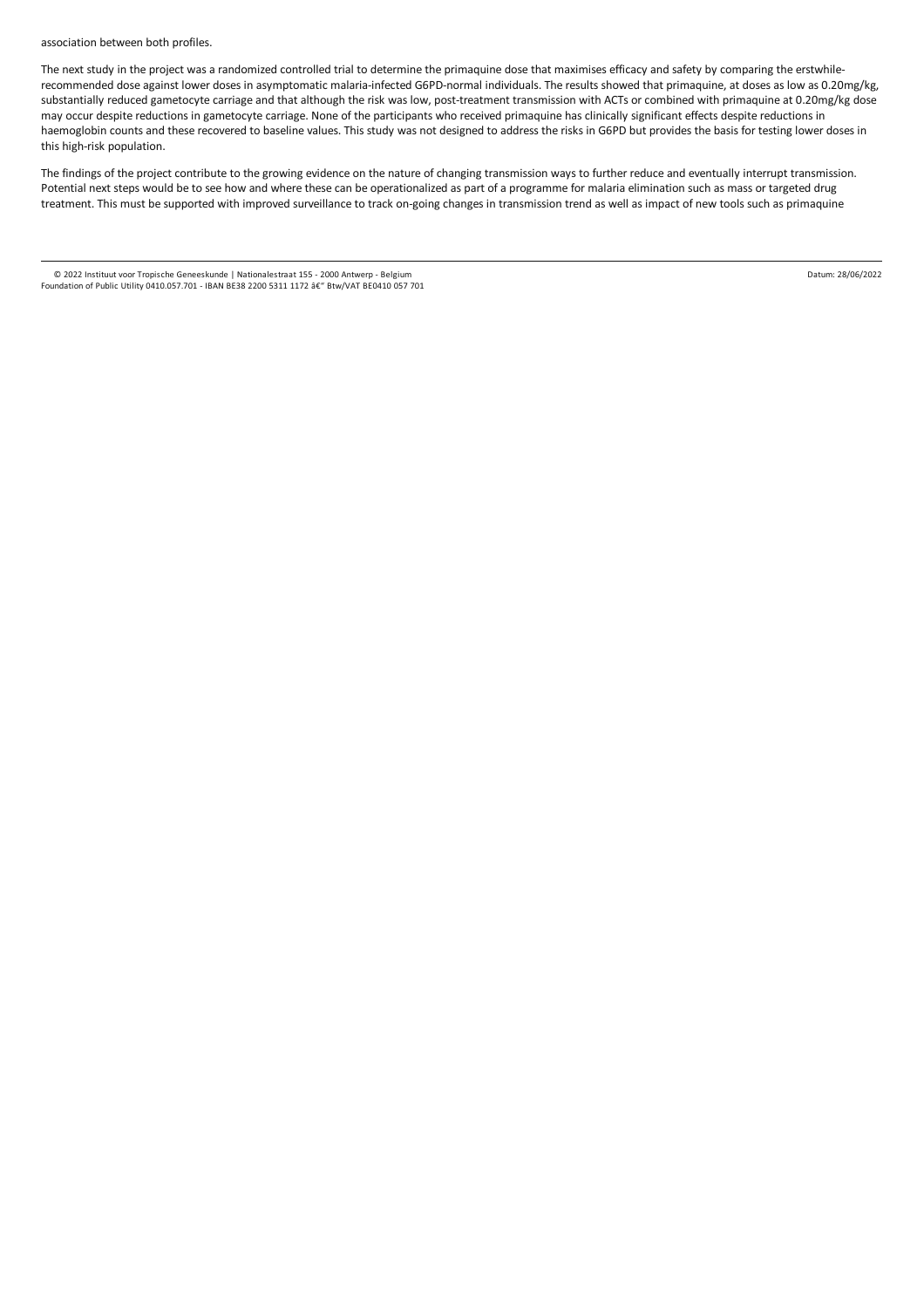association between both profiles.

The next study in the project was a randomized controlled trial to determine the primaquine dose that maximises efficacy and safety by comparing the erstwhile-recommended dose against lower doses in asymptomatic malaria-infected G6PD-normal individuals. The results showed that primaquine, at doses as low as 0.20mg/kg, substantially reduced gametocyte carriage and that although the risk was low, post-treatment transmission with ACTs or combined with primaquine at 0.20mg/kg dose may occur despite reductions in gametocyte carriage. None of the participants who received primaquine has clinically significant effects despite reductions in haemoglobin counts and these recovered to baseline values. This study was not designed to address the risks in G6PD but provides the basis for testing lower doses in this high-risk population.

The findings of the project contribute to the growing evidence on the nature of changing transmission ways to further reduce and eventually interrupt transmission. Potential next steps would be to see how and where these can be operationalized as part of a programme for malaria elimination such as mass or targeted drug treatment. This must be supported with improved surveillance to track on-going changes in transmission trend as well as impact of new tools such as primaquine